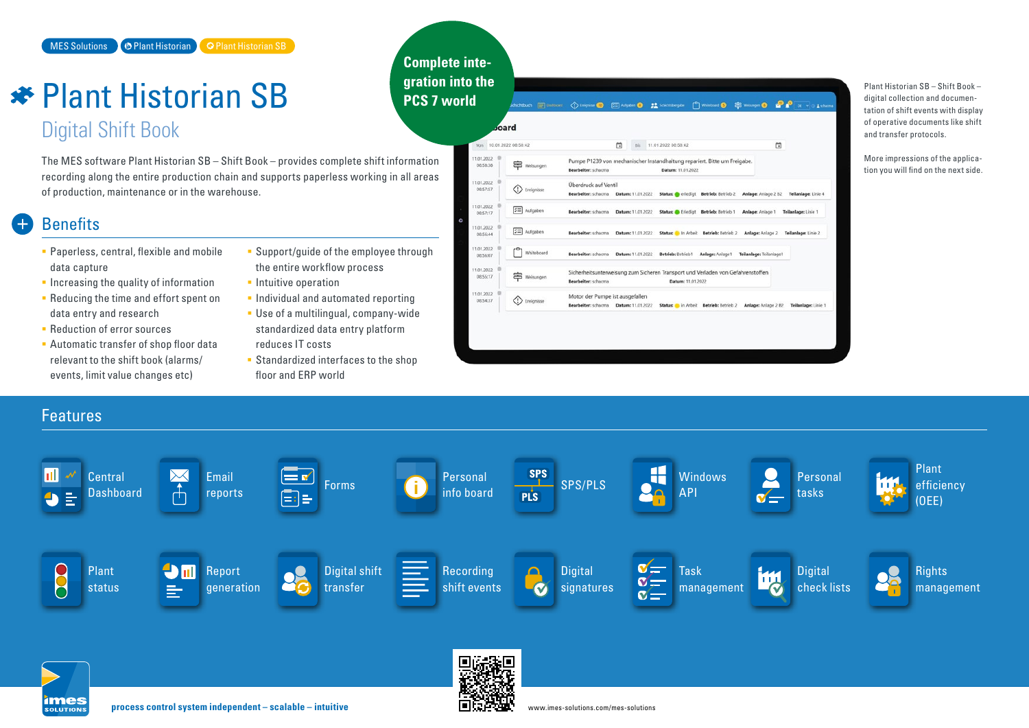MES Solutions | Plant Historian | Plant Historian SB

# Plant Historian SB

## Digital Shift Book

The MES software Plant Historian SB – Shift Book – provides complete shift information recording along the entire production chain and supports paperless working in all areas of production, maintenance or in the warehouse.

**Complete integration into the PCS 7 world**

Plant Historian SB – Shift Book – digital collection and documentation of shift events with display of operative documents like shift and transfer protocols.

More impressions of the application you will find on the next side.

## Benefits

- Paperless, central, flexible and mobile data capture
- Increasing the quality of information
- Reducing the time and effort spent on data entry and research
- Reduction of error sources
- Automatic transfer of shop floor data relevant to the shift book (alarms/events, limit value changes etc)
- Support/guide of the employee through the entire workflow process
- Intuitive operation
- Individual and automated reporting
- Use of a multilingual, company-wide standardized data entry platform reduces IT costs
- Standardized interfaces to the shop floor and ERP world

## Features

- Central Dashboard
- Email reports
- Forms
- Personal info board
- SPS/PLS
- Windows API
- Personal tasks
- Plant efficiency (OEE)
- Plant status
- Report generation
- Digital shift transfer
- Recording shift events
- Digital signatures
- Task management
- Digital check lists
- Rights management

imes SOLUTIONS

**process control system independent – scalable – intuitive**

www.imes-solutions.com/mes-solutions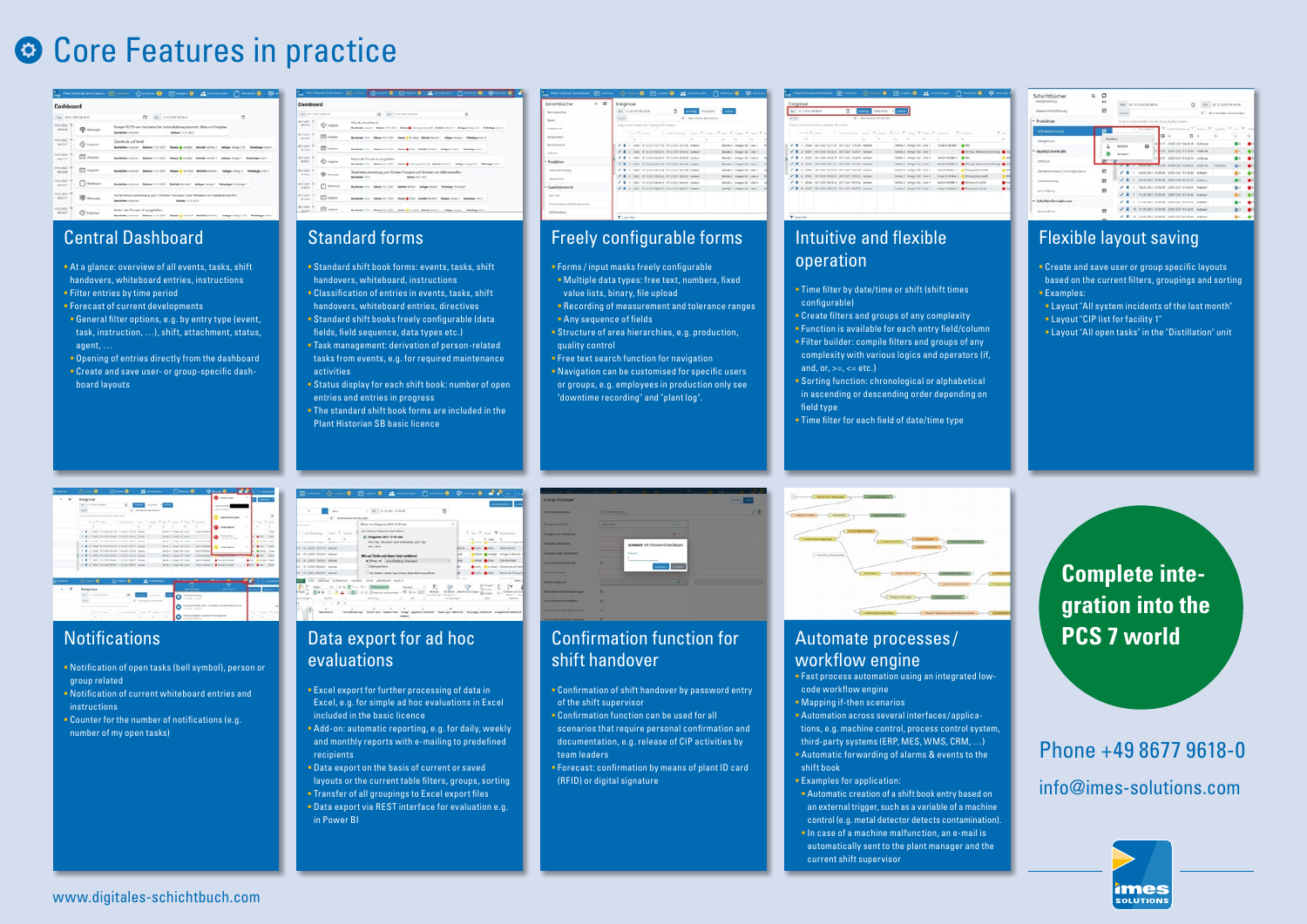# Core Features in practice

## Central Dashboard

- At a glance: overview of all events, tasks, shift handovers, whiteboard entries, instructions
- Filter entries by time period
- Forecast of current developments
  - General filter options, e.g. by entry type (event, task, instruction, …), shift, attachment, status, agent, …
  - Opening of entries directly from the dashboard
  - Create and save user- or group-specific dashboard layouts

## Standard forms

- Standard shift book forms: events, tasks, shift handovers, whiteboard, instructions
- Classification of entries in events, tasks, shift handovers, whiteboard entries, directives
- Standard shift books freely configurable (data fields, field sequence, data types etc.)
- Task management: derivation of person-related tasks from events, e.g. for required maintenance activities
- Status display for each shift book: number of open entries and entries in progress
- The standard shift book forms are included in the Plant Historian SB basic licence

## Freely configurable forms

- Forms / input masks freely configurable
  - Multiple data types: free text, numbers, fixed value lists, binary, file upload
  - Recording of measurement and tolerance ranges
  - Any sequence of fields
- Structure of area hierarchies, e.g. production, quality control
- Free text search function for navigation
- Navigation can be customised for specific users or groups, e.g. employees in production only see "downtime recording" and "plant log".

## Intuitive and flexible operation

- Time filter by date/time or shift (shift times configurable)
- Create filters and groups of any complexity
- Function is available for each entry field/column
- Filter builder: compile filters and groups of any complexity with various logics and operators (if, and, or, >=, <= etc.)
- Sorting function: chronological or alphabetical in ascending or descending order depending on field type
- Time filter for each field of date/time type

## Flexible layout saving

- Create and save user or group specific layouts based on the current filters, groupings and sorting
- Examples:
  - Layout "All system incidents of the last month"
  - Layout "CIP list for facility 1"
  - Layout "All open tasks" in the "Distillation" unit

## Notifications

- Notification of open tasks (bell symbol), person or group related
- Notification of current whiteboard entries and instructions
- Counter for the number of notifications (e.g. number of my open tasks)

## Data export for ad hoc evaluations

- Excel export for further processing of data in Excel, e.g. for simple ad hoc evaluations in Excel included in the basic licence
- Add-on: automatic reporting, e.g. for daily, weekly and monthly reports with e-mailing to predefined recipients
- Data export on the basis of current or saved layouts or the current table filters, groups, sorting
- Transfer of all groupings to Excel export files
- Data export via REST interface for evaluation e.g. in Power BI

## Confirmation function for shift handover

- Confirmation of shift handover by password entry of the shift supervisor
- Confirmation function can be used for all scenarios that require personal confirmation and documentation, e.g. release of CIP activities by team leaders
- Forecast: confirmation by means of plant ID card (RFID) or digital signature

## Automate processes/ workflow engine

- Fast process automation using an integrated low-code workflow engine
- Mapping if-then scenarios
- Automation across several interfaces/applications, e.g. machine control, process control system, third-party systems (ERP, MES, WMS, CRM, …)
- Automatic forwarding of alarms & events to the shift book
- Examples for application:
  - Automatic creation of a shift book entry based on an external trigger, such as a variable of a machine control (e.g. metal detector detects contamination).
  - In case of a machine malfunction, an e-mail is automatically sent to the plant manager and the current shift supervisor

**Complete integration into the PCS 7 world**

Phone +49 8677 9618-0

info@imes-solutions.com

www.digitales-schichtbuch.com